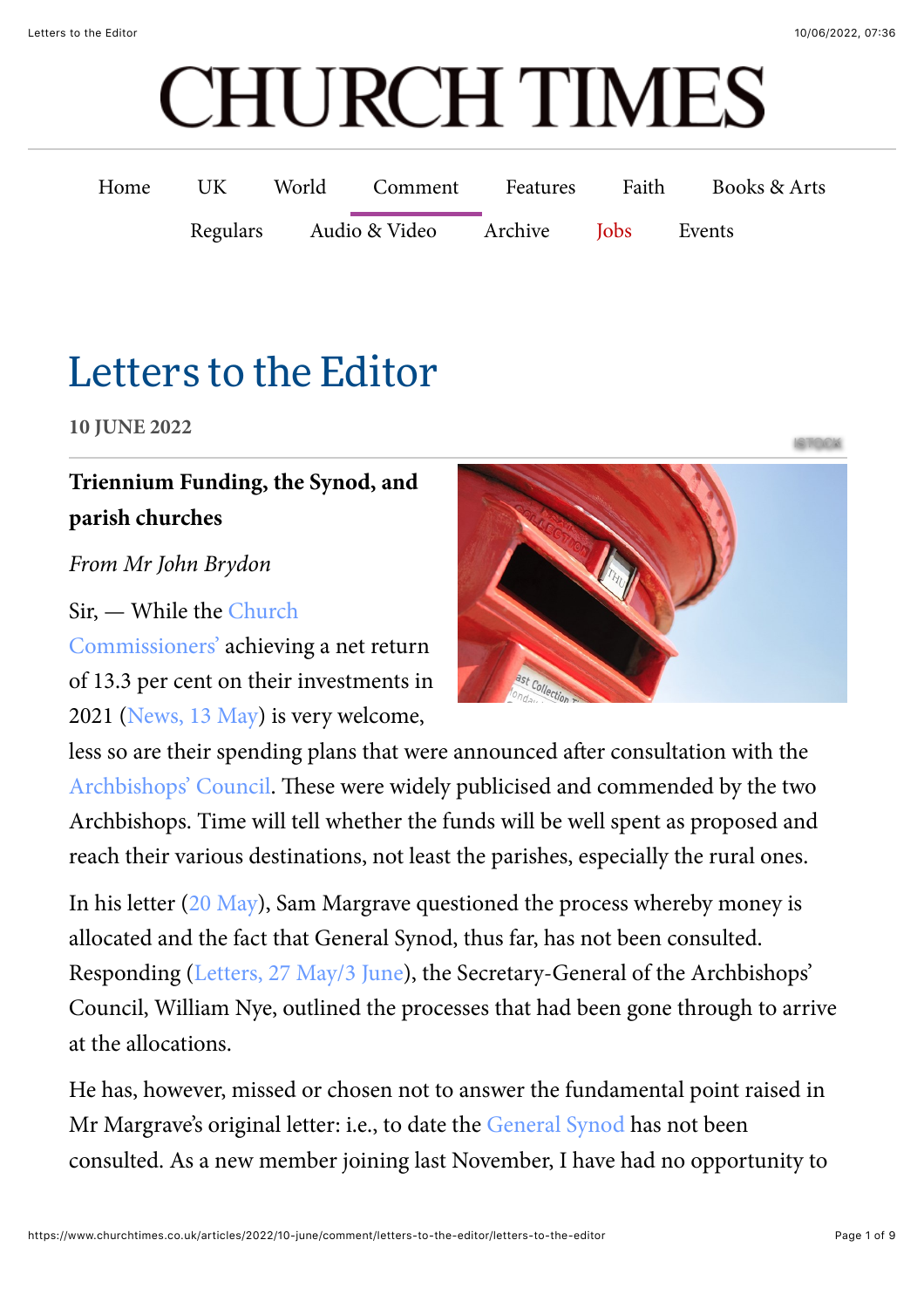# Letters to the Editor

**10 JUNE 2022**

### Triennium Funding, the Synod, and parish churches

*From Mr John Brydon*

Sir, — While the Church Commissioners' achieving a net return of 13.3 per cent on their investments in 2021 (News, 13 May) is very welcome, less so are their spending plans that were announced after consultation with the Archbishops' Council. These were widely publicised and commended by the two Archbishops. Time will tell whether the funds will be well spent as proposed and reach their various destinations, not least the parishes, especially the rural ones.

In his letter (20 May), Sam Margrave questioned the process whereby money is allocated and the fact that General Synod, thus far, has not been consulted. Responding (Letters, 27 May/3 June), the Secretary-General of the Archbishops' Council, William Nye, outlined the processes that had been gone through to arrive at the allocations.

He has, however, missed or chosen not to answer the fundamental point raised in Mr Margrave's original letter: i.e., to date the General Synod has not been consulted. As a new member joining last November, I have had no opportunity to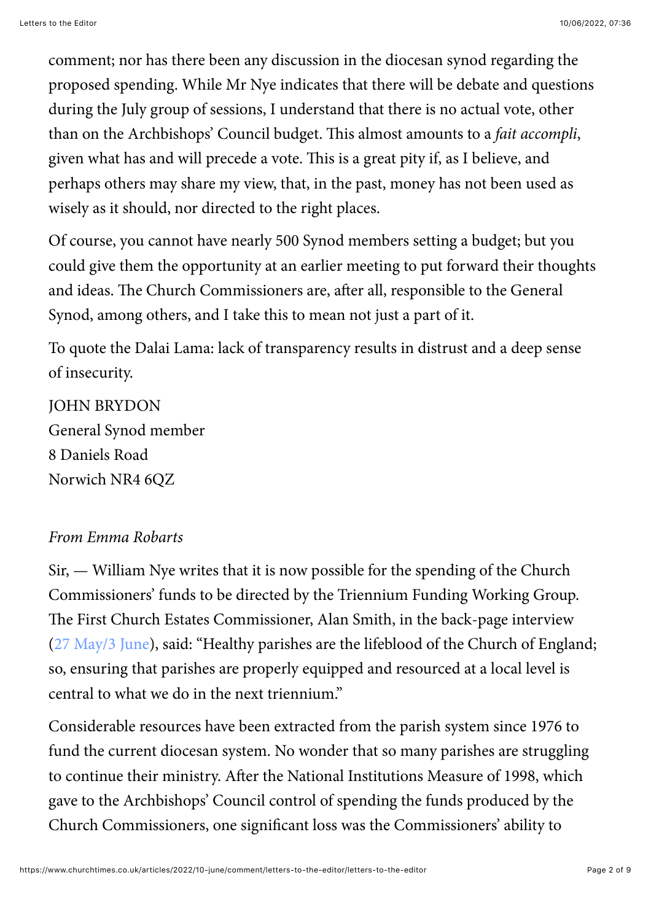comment; nor has there been any discussion in the diocesan synod regarding the proposed spending. While Mr Nye indicates that there will be debate and questions during the July group of sessions, I understand that there is no actual vote, other than on the Archbishops' Council budget. This almost amounts to a *fait accompli*, given what has and will precede a vote. This is a great pity if, as I believe, and perhaps others may share my view, that, in the past, money has not been used as wisely as it should, nor directed to the right places.

Of course, you cannot have nearly 500 Synod members setting a budget; but you could give them the opportunity at an earlier meeting to put forward their thoughts and ideas. The Church Commissioners are, after all, responsible to the General Synod, among others, and I take this to mean not just a part of it.

To quote the Dalai Lama: lack of transparency results in distrust and a deep sense of insecurity.

JOHN BRYDON
General Synod member
8 Daniels Road
Norwich NR4 6QZ

*From Emma Robarts*

Sir, — William Nye writes that it is now possible for the spending of the Church Commissioners' funds to be directed by the Triennium Funding Working Group. The First Church Estates Commissioner, Alan Smith, in the back-page interview (27 May/3 June), said: "Healthy parishes are the lifeblood of the Church of England; so, ensuring that parishes are properly equipped and resourced at a local level is central to what we do in the next triennium."

Considerable resources have been extracted from the parish system since 1976 to fund the current diocesan system. No wonder that so many parishes are struggling to continue their ministry. After the National Institutions Measure of 1998, which gave to the Archbishops' Council control of spending the funds produced by the Church Commissioners, one significant loss was the Commissioners' ability to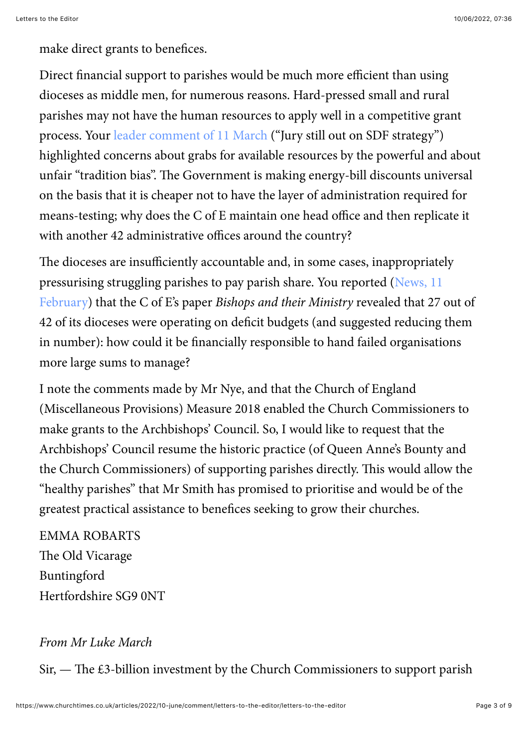make direct grants to benefices.

Direct financial support to parishes would be much more efficient than using dioceses as middle men, for numerous reasons. Hard-pressed small and rural parishes may not have the human resources to apply well in a competitive grant process. Your leader comment of 11 March ("Jury still out on SDF strategy") highlighted concerns about grabs for available resources by the powerful and about unfair "tradition bias". The Government is making energy-bill discounts universal on the basis that it is cheaper not to have the layer of administration required for means-testing; why does the C of E maintain one head office and then replicate it with another 42 administrative offices around the country?

The dioceses are insufficiently accountable and, in some cases, inappropriately pressurising struggling parishes to pay parish share. You reported (News, 11 February) that the C of E's paper *Bishops and their Ministry* revealed that 27 out of 42 of its dioceses were operating on deficit budgets (and suggested reducing them in number): how could it be financially responsible to hand failed organisations more large sums to manage?

I note the comments made by Mr Nye, and that the Church of England (Miscellaneous Provisions) Measure 2018 enabled the Church Commissioners to make grants to the Archbishops' Council. So, I would like to request that the Archbishops' Council resume the historic practice (of Queen Anne's Bounty and the Church Commissioners) of supporting parishes directly. This would allow the "healthy parishes" that Mr Smith has promised to prioritise and would be of the greatest practical assistance to benefices seeking to grow their churches.

EMMA ROBARTS
The Old Vicarage
Buntingford
Hertfordshire SG9 0NT

*From Mr Luke March*

Sir, — The £3-billion investment by the Church Commissioners to support parish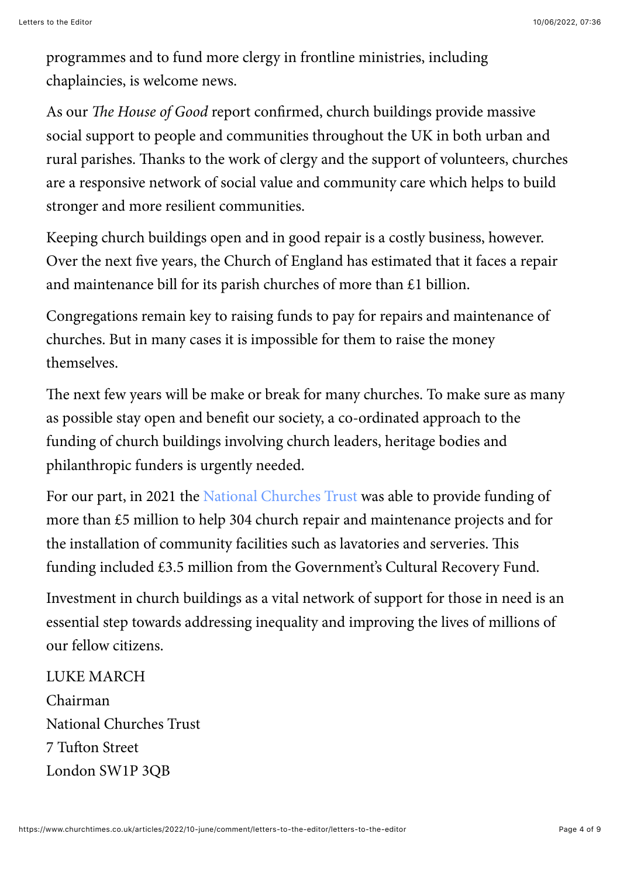programmes and to fund more clergy in frontline ministries, including chaplaincies, is welcome news.

As our *The House of Good* report confirmed, church buildings provide massive social support to people and communities throughout the UK in both urban and rural parishes. Thanks to the work of clergy and the support of volunteers, churches are a responsive network of social value and community care which helps to build stronger and more resilient communities.

Keeping church buildings open and in good repair is a costly business, however. Over the next five years, the Church of England has estimated that it faces a repair and maintenance bill for its parish churches of more than £1 billion.

Congregations remain key to raising funds to pay for repairs and maintenance of churches. But in many cases it is impossible for them to raise the money themselves.

The next few years will be make or break for many churches. To make sure as many as possible stay open and benefit our society, a co-ordinated approach to the funding of church buildings involving church leaders, heritage bodies and philanthropic funders is urgently needed.

For our part, in 2021 the National Churches Trust was able to provide funding of more than £5 million to help 304 church repair and maintenance projects and for the installation of community facilities such as lavatories and serveries. This funding included £3.5 million from the Government's Cultural Recovery Fund.

Investment in church buildings as a vital network of support for those in need is an essential step towards addressing inequality and improving the lives of millions of our fellow citizens.

LUKE MARCH
Chairman
National Churches Trust
7 Tufton Street
London SW1P 3QB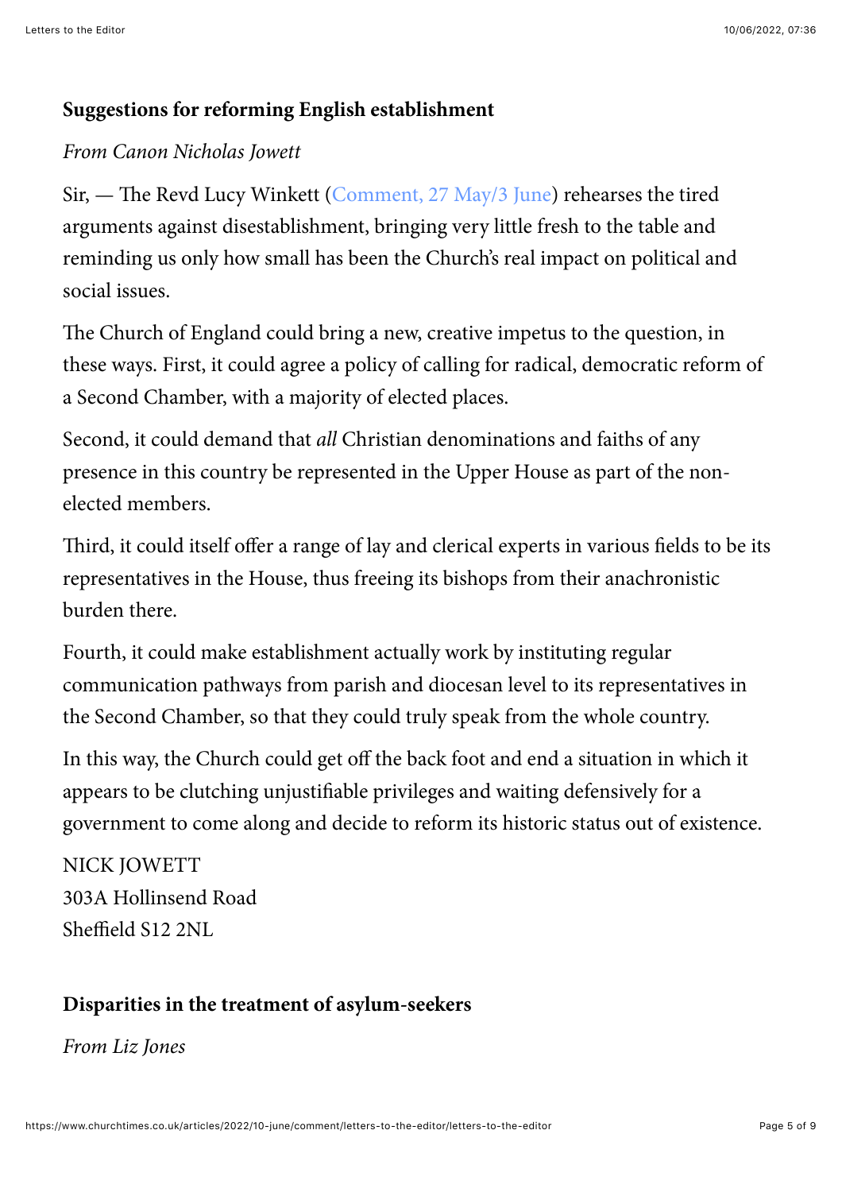### **Suggestions for reforming English establishment**

*From Canon Nicholas Jowett*

Sir, — The Revd Lucy Winkett (Comment, 27 May/3 June) rehearses the tired arguments against disestablishment, bringing very little fresh to the table and reminding us only how small has been the Church's real impact on political and social issues.

The Church of England could bring a new, creative impetus to the question, in these ways. First, it could agree a policy of calling for radical, democratic reform of a Second Chamber, with a majority of elected places.

Second, it could demand that *all* Christian denominations and faiths of any presence in this country be represented in the Upper House as part of the non-elected members.

Third, it could itself offer a range of lay and clerical experts in various fields to be its representatives in the House, thus freeing its bishops from their anachronistic burden there.

Fourth, it could make establishment actually work by instituting regular communication pathways from parish and diocesan level to its representatives in the Second Chamber, so that they could truly speak from the whole country.

In this way, the Church could get off the back foot and end a situation in which it appears to be clutching unjustifiable privileges and waiting defensively for a government to come along and decide to reform its historic status out of existence.

NICK JOWETT
303A Hollinsend Road
Sheffield S12 2NL

### **Disparities in the treatment of asylum-seekers**

*From Liz Jones*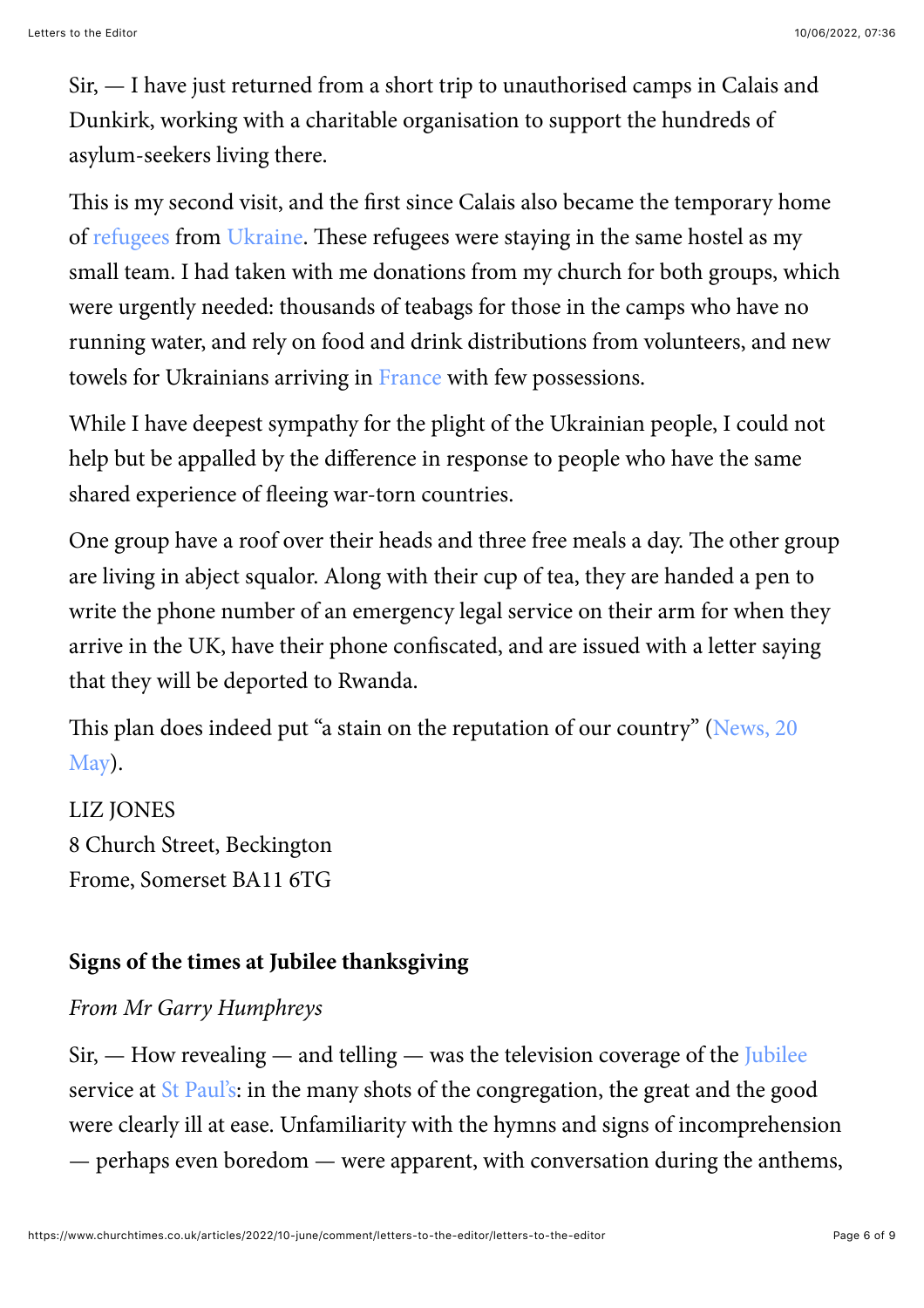Sir, — I have just returned from a short trip to unauthorised camps in Calais and Dunkirk, working with a charitable organisation to support the hundreds of asylum-seekers living there.

This is my second visit, and the first since Calais also became the temporary home of refugees from Ukraine. These refugees were staying in the same hostel as my small team. I had taken with me donations from my church for both groups, which were urgently needed: thousands of teabags for those in the camps who have no running water, and rely on food and drink distributions from volunteers, and new towels for Ukrainians arriving in France with few possessions.

While I have deepest sympathy for the plight of the Ukrainian people, I could not help but be appalled by the difference in response to people who have the same shared experience of fleeing war-torn countries.

One group have a roof over their heads and three free meals a day. The other group are living in abject squalor. Along with their cup of tea, they are handed a pen to write the phone number of an emergency legal service on their arm for when they arrive in the UK, have their phone confiscated, and are issued with a letter saying that they will be deported to Rwanda.

This plan does indeed put "a stain on the reputation of our country" (News, 20 May).

LIZ JONES
8 Church Street, Beckington
Frome, Somerset BA11 6TG

**Signs of the times at Jubilee thanksgiving**

*From Mr Garry Humphreys*

Sir, — How revealing — and telling — was the television coverage of the Jubilee service at St Paul's: in the many shots of the congregation, the great and the good were clearly ill at ease. Unfamiliarity with the hymns and signs of incomprehension — perhaps even boredom — were apparent, with conversation during the anthems,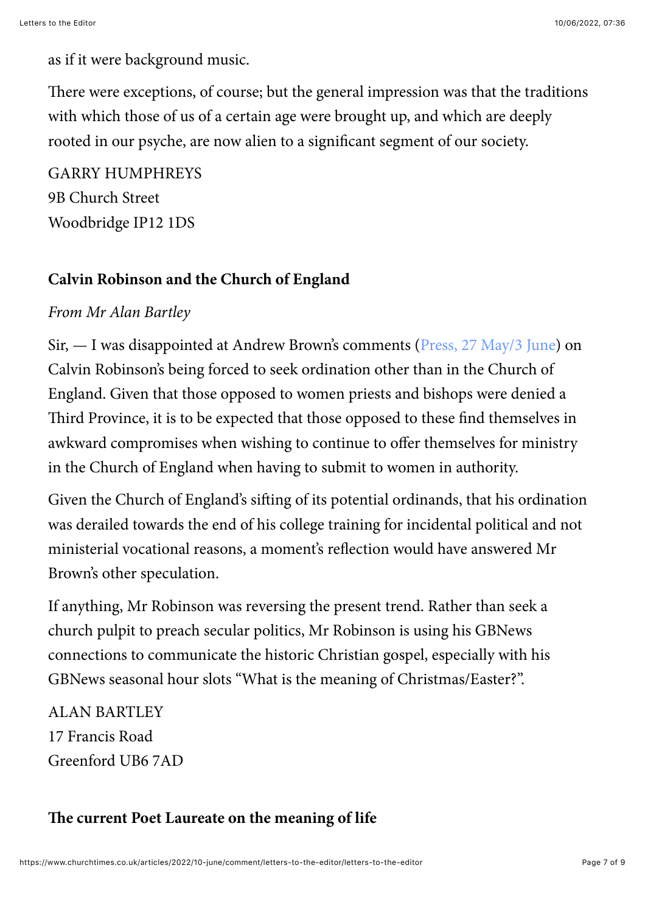as if it were background music.

There were exceptions, of course; but the general impression was that the traditions with which those of us of a certain age were brought up, and which are deeply rooted in our psyche, are now alien to a significant segment of our society.

GARRY HUMPHREYS
9B Church Street
Woodbridge IP12 1DS

### Calvin Robinson and the Church of England

*From Mr Alan Bartley*

Sir, — I was disappointed at Andrew Brown's comments (Press, 27 May/3 June) on Calvin Robinson's being forced to seek ordination other than in the Church of England. Given that those opposed to women priests and bishops were denied a Third Province, it is to be expected that those opposed to these find themselves in awkward compromises when wishing to continue to offer themselves for ministry in the Church of England when having to submit to women in authority.

Given the Church of England's sifting of its potential ordinands, that his ordination was derailed towards the end of his college training for incidental political and not ministerial vocational reasons, a moment's reflection would have answered Mr Brown's other speculation.

If anything, Mr Robinson was reversing the present trend. Rather than seek a church pulpit to preach secular politics, Mr Robinson is using his GBNews connections to communicate the historic Christian gospel, especially with his GBNews seasonal hour slots "What is the meaning of Christmas/Easter?".

ALAN BARTLEY
17 Francis Road
Greenford UB6 7AD

### The current Poet Laureate on the meaning of life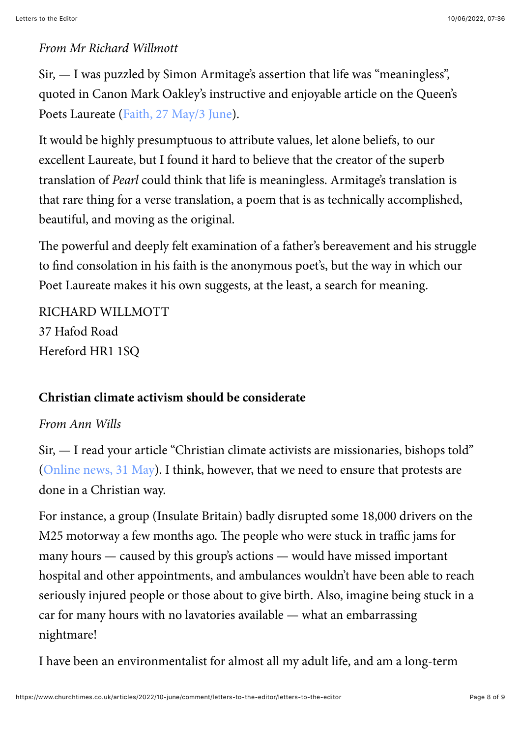*From Mr Richard Willmott*

Sir, — I was puzzled by Simon Armitage's assertion that life was "meaningless", quoted in Canon Mark Oakley's instructive and enjoyable article on the Queen's Poets Laureate (Faith, 27 May/3 June).

It would be highly presumptuous to attribute values, let alone beliefs, to our excellent Laureate, but I found it hard to believe that the creator of the superb translation of *Pearl* could think that life is meaningless. Armitage's translation is that rare thing for a verse translation, a poem that is as technically accomplished, beautiful, and moving as the original.

The powerful and deeply felt examination of a father's bereavement and his struggle to find consolation in his faith is the anonymous poet's, but the way in which our Poet Laureate makes it his own suggests, at the least, a search for meaning.

RICHARD WILLMOTT
37 Hafod Road
Hereford HR1 1SQ

**Christian climate activism should be considerate**

*From Ann Wills*

Sir, — I read your article "Christian climate activists are missionaries, bishops told" (Online news, 31 May). I think, however, that we need to ensure that protests are done in a Christian way.

For instance, a group (Insulate Britain) badly disrupted some 18,000 drivers on the M25 motorway a few months ago. The people who were stuck in traffic jams for many hours — caused by this group's actions — would have missed important hospital and other appointments, and ambulances wouldn't have been able to reach seriously injured people or those about to give birth. Also, imagine being stuck in a car for many hours with no lavatories available — what an embarrassing nightmare!

I have been an environmentalist for almost all my adult life, and am a long-term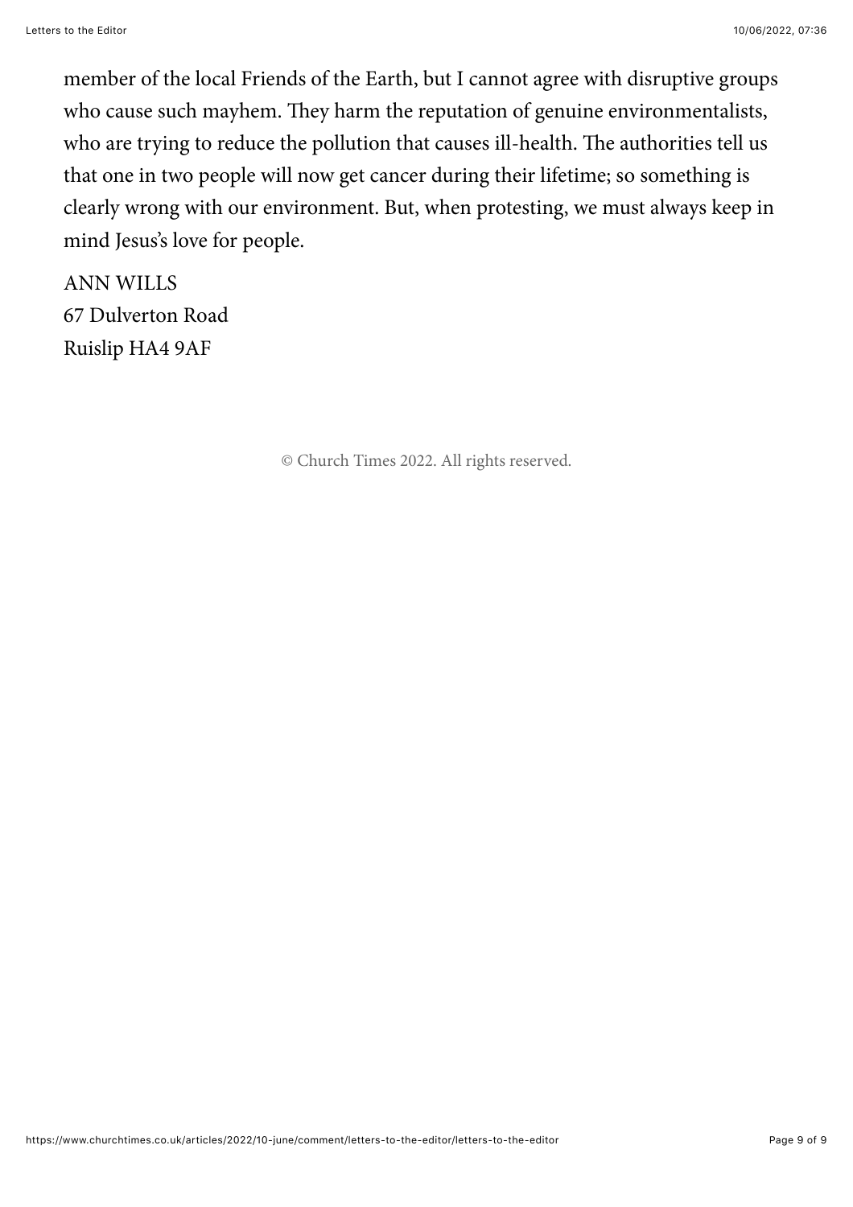member of the local Friends of the Earth, but I cannot agree with disruptive groups who cause such mayhem. They harm the reputation of genuine environmentalists, who are trying to reduce the pollution that causes ill-health. The authorities tell us that one in two people will now get cancer during their lifetime; so something is clearly wrong with our environment. But, when protesting, we must always keep in mind Jesus's love for people.

ANN WILLS
67 Dulverton Road
Ruislip HA4 9AF

© Church Times 2022. All rights reserved.